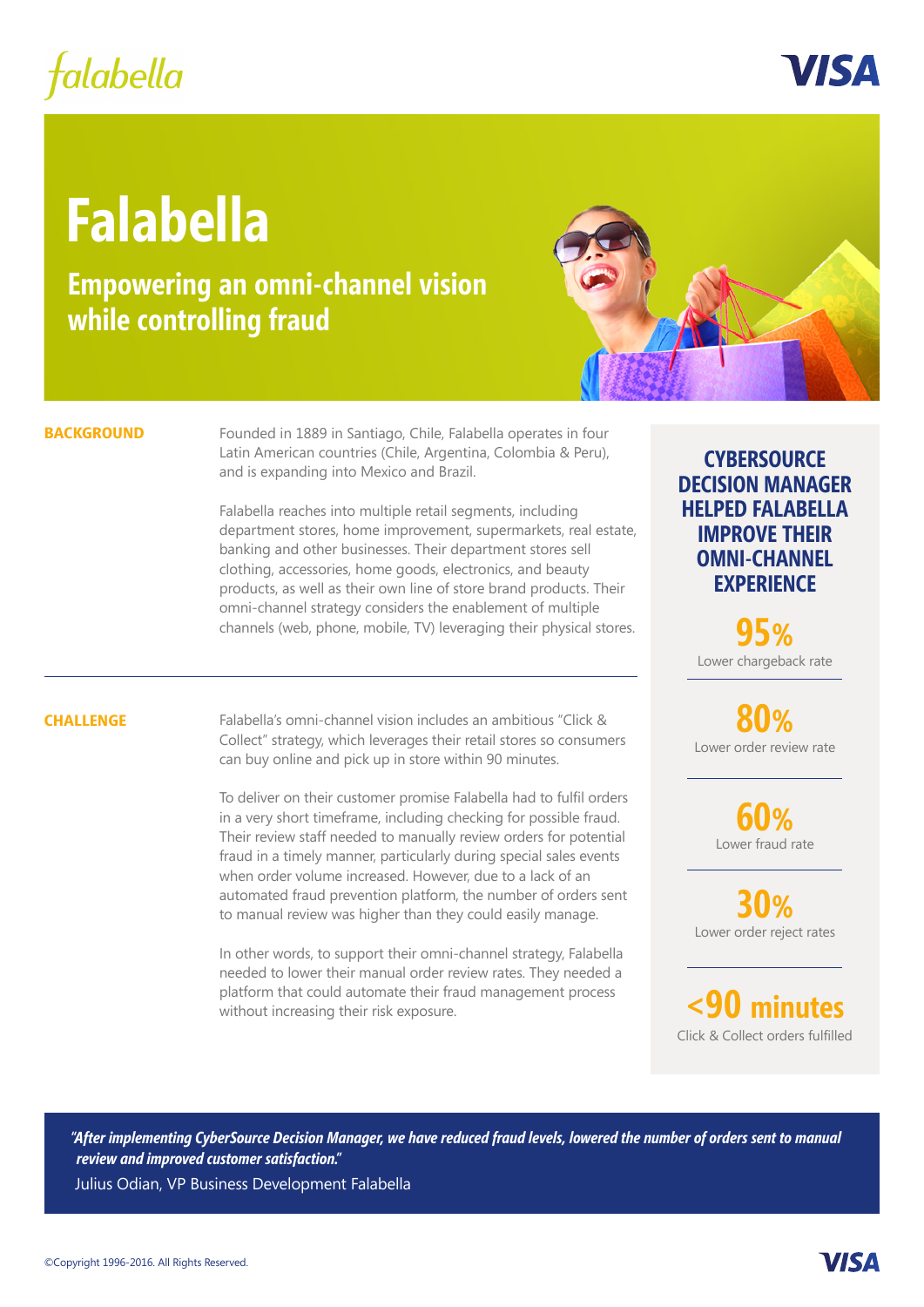# Falabella

## Empowering an omni-channel vision while controlling fraud

## BACKGROUND

Founded in 1889 in Santiago, Chile, Falabella operates in four Latin American countries (Chile, Argentina, Colombia & Peru), and is expanding into Mexico and Brazil.

Falabella reaches into multiple retail segments, including department stores, home improvement, supermarkets, real estate, banking and other businesses. Their department stores sell clothing, accessories, home goods, electronics, and beauty products, as well as their own line of store brand products. Their omni-channel strategy considers the enablement of multiple channels (web, phone, mobile, TV) leveraging their physical stores.

## CHALLENGE

Falabella's omni-channel vision includes an ambitious "Click & Collect" strategy, which leverages their retail stores so consumers can buy online and pick up in store within 90 minutes.

To deliver on their customer promise Falabella had to fulfil orders in a very short timeframe, including checking for possible fraud. Their review staff needed to manually review orders for potential fraud in a timely manner, particularly during special sales events when order volume increased. However, due to a lack of an automated fraud prevention platform, the number of orders sent to manual review was higher than they could easily manage.

In other words, to support their omni-channel strategy, Falabella needed to lower their manual order review rates. They needed a platform that could automate their fraud management process without increasing their risk exposure.

## CYBERSOURCE DECISION MANAGER HELPED FALABELLA IMPROVE THEIR OMNI-CHANNEL EXPERIENCE

**95%**
Lower chargeback rate

**80%**
Lower order review rate

**60%**
Lower fraud rate

**30%**
Lower order reject rates

**<90 minutes**
Click & Collect orders fulfilled

***"After implementing CyberSource Decision Manager, we have reduced fraud levels, lowered the number of orders sent to manual review and improved customer satisfaction."***

Julius Odian, VP Business Development Falabella

©Copyright 1996-2016. All Rights Reserved.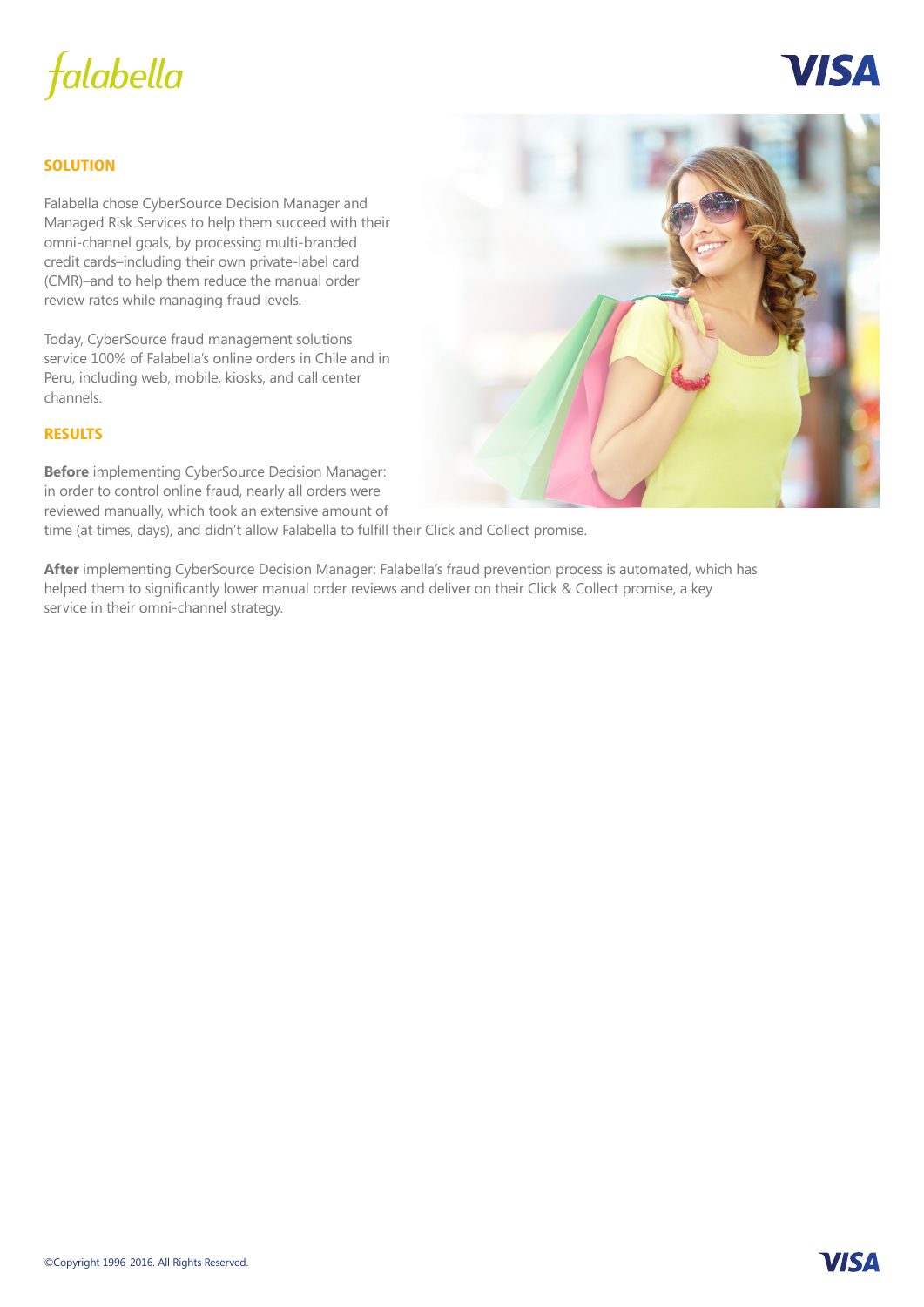## SOLUTION

Falabella chose CyberSource Decision Manager and Managed Risk Services to help them succeed with their omni-channel goals, by processing multi-branded credit cards–including their own private-label card (CMR)–and to help them reduce the manual order review rates while managing fraud levels.

Today, CyberSource fraud management solutions service 100% of Falabella's online orders in Chile and in Peru, including web, mobile, kiosks, and call center channels.

## RESULTS

**Before** implementing CyberSource Decision Manager: in order to control online fraud, nearly all orders were reviewed manually, which took an extensive amount of time (at times, days), and didn't allow Falabella to fulfill their Click and Collect promise.

**After** implementing CyberSource Decision Manager: Falabella's fraud prevention process is automated, which has helped them to significantly lower manual order reviews and deliver on their Click & Collect promise, a key service in their omni-channel strategy.

©Copyright 1996-2016. All Rights Reserved.